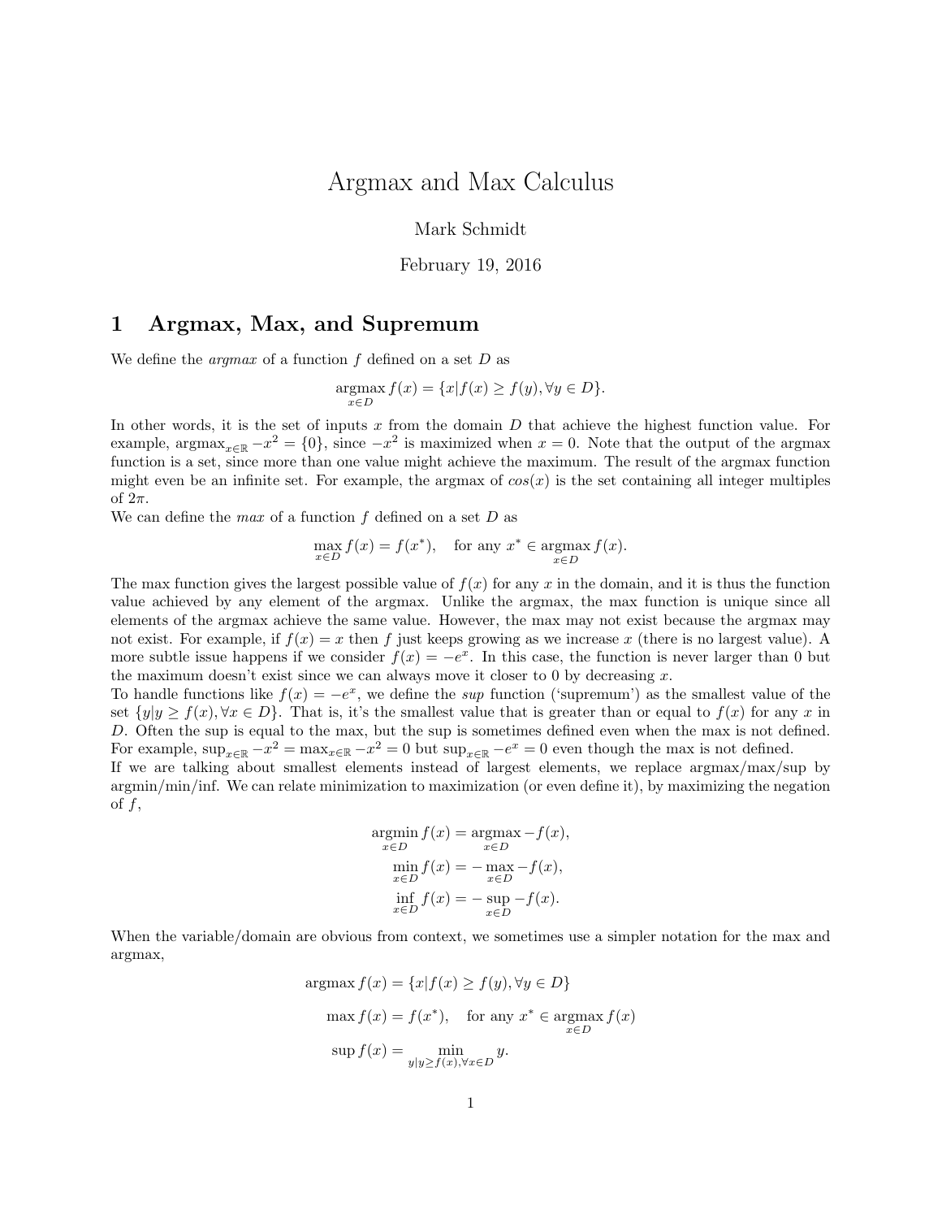# Argmax and Max Calculus

Mark Schmidt

February 19, 2016

## 1 Argmax, Max, and Supremum

We define the *argmax* of a function $f$ defined on a set $D$ as

$$\underset{x \in D}{\operatorname{argmax}} f(x) = \{x | f(x) \geq f(y), \forall y \in D\}.$$

In other words, it is the set of inputs $x$ from the domain $D$ that achieve the highest function value. For example, $\operatorname{argmax}_{x \in \mathbb{R}} -x^2 = \{0\}$, since $-x^2$ is maximized when $x = 0$. Note that the output of the argmax function is a set, since more than one value might achieve the maximum. The result of the argmax function might even be an infinite set. For example, the argmax of $cos(x)$ is the set containing all integer multiples of $2\pi$.

We can define the *max* of a function $f$ defined on a set $D$ as

$$\max_{x \in D} f(x) = f(x^*), \quad \text{for any } x^* \in \underset{x \in D}{\operatorname{argmax}} f(x).$$

The max function gives the largest possible value of $f(x)$ for any $x$ in the domain, and it is thus the function value achieved by any element of the argmax. Unlike the argmax, the max function is unique since all elements of the argmax achieve the same value. However, the max may not exist because the argmax may not exist. For example, if $f(x) = x$ then $f$ just keeps growing as we increase $x$ (there is no largest value). A more subtle issue happens if we consider $f(x) = -e^x$. In this case, the function is never larger than 0 but the maximum doesn't exist since we can always move it closer to 0 by decreasing $x$.

To handle functions like $f(x) = -e^x$, we define the *sup* function ('supremum') as the smallest value of the set $\{y | y \geq f(x), \forall x \in D\}$. That is, it's the smallest value that is greater than or equal to $f(x)$ for any $x$ in $D$. Often the sup is equal to the max, but the sup is sometimes defined even when the max is not defined. For example, $\sup_{x \in \mathbb{R}} -x^2 = \max_{x \in \mathbb{R}} -x^2 = 0$ but $\sup_{x \in \mathbb{R}} -e^x = 0$ even though the max is not defined.

If we are talking about smallest elements instead of largest elements, we replace argmax/max/sup by argmin/min/inf. We can relate minimization to maximization (or even define it), by maximizing the negation of $f$,

$$\underset{x \in D}{\operatorname{argmin}} f(x) = \underset{x \in D}{\operatorname{argmax}} -f(x),$$

$$\min_{x \in D} f(x) = -\max_{x \in D} -f(x),$$

$$\inf_{x \in D} f(x) = -\sup_{x \in D} -f(x).$$

When the variable/domain are obvious from context, we sometimes use a simpler notation for the max and argmax,

$$\operatorname{argmax} f(x) = \{x | f(x) \geq f(y), \forall y \in D\}$$

$$\max f(x) = f(x^*), \quad \text{for any } x^* \in \underset{x \in D}{\operatorname{argmax}} f(x)$$

$$\sup f(x) = \min_{y | y \geq f(x), \forall x \in D} y.$$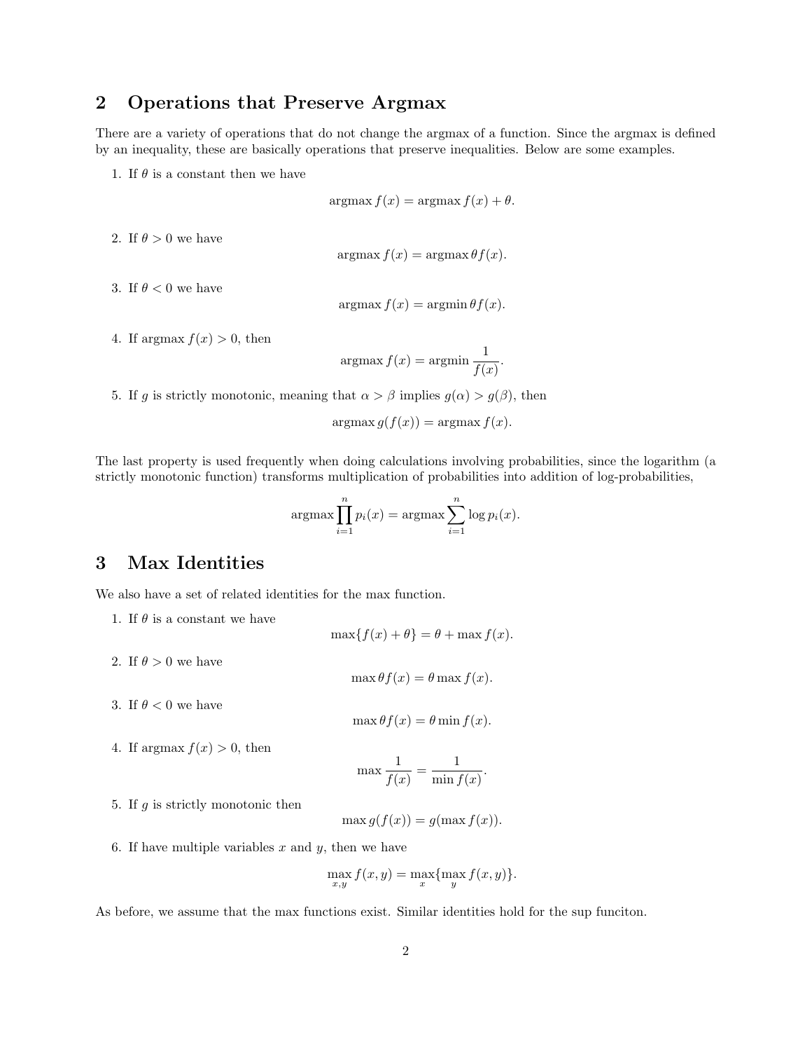## 2 Operations that Preserve Argmax

There are a variety of operations that do not change the argmax of a function. Since the argmax is defined by an inequality, these are basically operations that preserve inequalities. Below are some examples.

1. If $\theta$ is a constant then we have
$$\operatorname{argmax} f(x) = \operatorname{argmax} f(x) + \theta.$$

2. If $\theta > 0$ we have
$$\operatorname{argmax} f(x) = \operatorname{argmax} \theta f(x).$$

3. If $\theta < 0$ we have
$$\operatorname{argmax} f(x) = \operatorname{argmin} \theta f(x).$$

4. If $\operatorname{argmax} f(x) > 0$, then
$$\operatorname{argmax} f(x) = \operatorname{argmin} \frac{1}{f(x)}.$$

5. If $g$ is strictly monotonic, meaning that $\alpha > \beta$ implies $g(\alpha) > g(\beta)$, then
$$\operatorname{argmax} g(f(x)) = \operatorname{argmax} f(x).$$

The last property is used frequently when doing calculations involving probabilities, since the logarithm (a strictly monotonic function) transforms multiplication of probabilities into addition of log-probabilities,

$$\operatorname{argmax} \prod_{i=1}^{n} p_i(x) = \operatorname{argmax} \sum_{i=1}^{n} \log p_i(x).$$

## 3 Max Identities

We also have a set of related identities for the max function.

1. If $\theta$ is a constant we have
$$\max\{f(x) + \theta\} = \theta + \max f(x).$$

2. If $\theta > 0$ we have
$$\max \theta f(x) = \theta \max f(x).$$

3. If $\theta < 0$ we have
$$\max \theta f(x) = \theta \min f(x).$$

4. If $\operatorname{argmax} f(x) > 0$, then
$$\max \frac{1}{f(x)} = \frac{1}{\min f(x)}.$$

5. If $g$ is strictly monotonic then
$$\max g(f(x)) = g(\max f(x)).$$

6. If have multiple variables $x$ and $y$, then we have
$$\max_{x,y} f(x,y) = \max_{x}\{\max_{y} f(x,y)\}.$$

As before, we assume that the max functions exist. Similar identities hold for the sup funciton.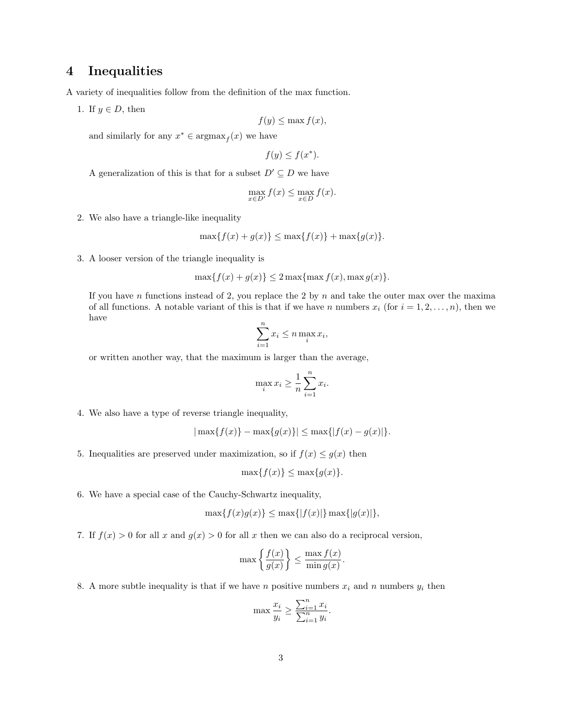## 4 Inequalities

A variety of inequalities follow from the definition of the max function.

1. If $y \in D$, then
$$f(y) \leq \max f(x),$$
and similarly for any $x^* \in \operatorname{argmax}_f(x)$ we have
$$f(y) \leq f(x^*).$$
A generalization of this is that for a subset $D' \subseteq D$ we have
$$\max_{x \in D'} f(x) \leq \max_{x \in D} f(x).$$

2. We also have a triangle-like inequality
$$\max\{f(x) + g(x)\} \leq \max\{f(x)\} + \max\{g(x)\}.$$

3. A looser version of the triangle inequality is
$$\max\{f(x) + g(x)\} \leq 2 \max\{\max f(x), \max g(x)\}.$$
If you have $n$ functions instead of 2, you replace the 2 by $n$ and take the outer max over the maxima of all functions. A notable variant of this is that if we have $n$ numbers $x_i$ (for $i = 1, 2, \ldots, n$), then we have
$$\sum_{i=1}^{n} x_i \leq n \max_i x_i,$$
or written another way, that the maximum is larger than the average,
$$\max_i x_i \geq \frac{1}{n} \sum_{i=1}^{n} x_i.$$

4. We also have a type of reverse triangle inequality,
$$|\max\{f(x)\} - \max\{g(x)\}| \leq \max\{|f(x) - g(x)|\}.$$

5. Inequalities are preserved under maximization, so if $f(x) \leq g(x)$ then
$$\max\{f(x)\} \leq \max\{g(x)\}.$$

6. We have a special case of the Cauchy-Schwartz inequality,
$$\max\{f(x)g(x)\} \leq \max\{|f(x)|\} \max\{|g(x)|\},$$

7. If $f(x) > 0$ for all $x$ and $g(x) > 0$ for all $x$ then we can also do a reciprocal version,
$$\max\left\{\frac{f(x)}{g(x)}\right\} \leq \frac{\max f(x)}{\min g(x)}.$$

8. A more subtle inequality is that if we have $n$ positive numbers $x_i$ and $n$ numbers $y_i$ then
$$\max \frac{x_i}{y_i} \geq \frac{\sum_{i=1}^{n} x_i}{\sum_{i=1}^{n} y_i}.$$